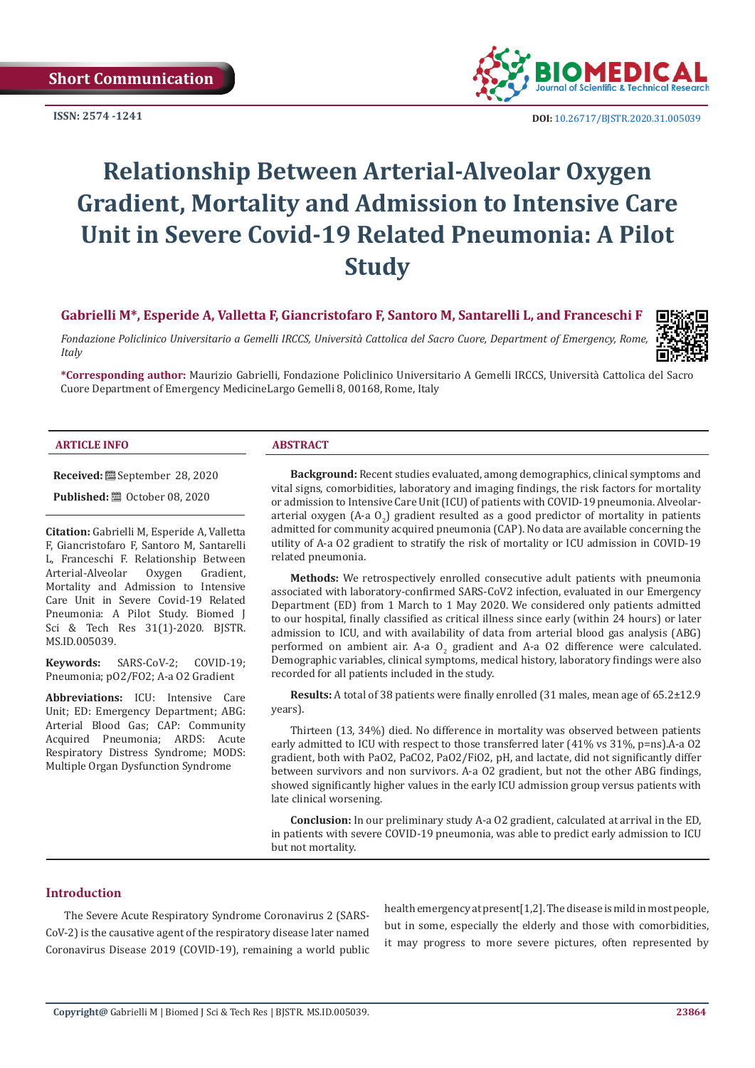Short Communication

ISSN: 2574 -1241

DOI: 10.26717/BJSTR.2020.31.005039

# Relationship Between Arterial-Alveolar Oxygen Gradient, Mortality and Admission to Intensive Care Unit in Severe Covid-19 Related Pneumonia: A Pilot Study

**Gabrielli M*, Esperide A, Valletta F, Giancristofaro F, Santoro M, Santarelli L, and Franceschi F**

*Fondazione Policlinico Universitario a Gemelli IRCCS, Università Cattolica del Sacro Cuore, Department of Emergency, Rome, Italy*

**\*Corresponding author:** Maurizio Gabrielli, Fondazione Policlinico Universitario A Gemelli IRCCS, Università Cattolica del Sacro Cuore Department of Emergency MedicineLargo Gemelli 8, 00168, Rome, Italy

## ARTICLE INFO

**Received:** September 28, 2020

**Published:** October 08, 2020

**Citation:** Gabrielli M, Esperide A, Valletta F, Giancristofaro F, Santoro M, Santarelli L, Franceschi F. Relationship Between Arterial-Alveolar Oxygen Gradient, Mortality and Admission to Intensive Care Unit in Severe Covid-19 Related Pneumonia: A Pilot Study. Biomed J Sci & Tech Res 31(1)-2020. BJSTR. MS.ID.005039.

**Keywords:** SARS-CoV-2; COVID-19; Pneumonia; pO2/FO2; A-a O2 Gradient

**Abbreviations:** ICU: Intensive Care Unit; ED: Emergency Department; ABG: Arterial Blood Gas; CAP: Community Acquired Pneumonia; ARDS: Acute Respiratory Distress Syndrome; MODS: Multiple Organ Dysfunction Syndrome

## ABSTRACT

**Background:** Recent studies evaluated, among demographics, clinical symptoms and vital signs, comorbidities, laboratory and imaging findings, the risk factors for mortality or admission to Intensive Care Unit (ICU) of patients with COVID-19 pneumonia. Alveolar-arterial oxygen (A-a $O_2$) gradient resulted as a good predictor of mortality in patients admitted for community acquired pneumonia (CAP). No data are available concerning the utility of A-a O2 gradient to stratify the risk of mortality or ICU admission in COVID-19 related pneumonia.

**Methods:** We retrospectively enrolled consecutive adult patients with pneumonia associated with laboratory-confirmed SARS-CoV2 infection, evaluated in our Emergency Department (ED) from 1 March to 1 May 2020. We considered only patients admitted to our hospital, finally classified as critical illness since early (within 24 hours) or later admission to ICU, and with availability of data from arterial blood gas analysis (ABG) performed on ambient air. A-a $O_2$ gradient and A-a O2 difference were calculated. Demographic variables, clinical symptoms, medical history, laboratory findings were also recorded for all patients included in the study.

**Results:** A total of 38 patients were finally enrolled (31 males, mean age of 65.2±12.9 years).

Thirteen (13, 34%) died. No difference in mortality was observed between patients early admitted to ICU with respect to those transferred later (41% vs 31%, p=ns).A-a O2 gradient, both with PaO2, PaCO2, PaO2/FiO2, pH, and lactate, did not significantly differ between survivors and non survivors. A-a O2 gradient, but not the other ABG findings, showed significantly higher values in the early ICU admission group versus patients with late clinical worsening.

**Conclusion:** In our preliminary study A-a O2 gradient, calculated at arrival in the ED, in patients with severe COVID-19 pneumonia, was able to predict early admission to ICU but not mortality.

## Introduction

The Severe Acute Respiratory Syndrome Coronavirus 2 (SARS-CoV-2) is the causative agent of the respiratory disease later named Coronavirus Disease 2019 (COVID-19), remaining a world public health emergency at present[1,2]. The disease is mild in most people, but in some, especially the elderly and those with comorbidities, it may progress to more severe pictures, often represented by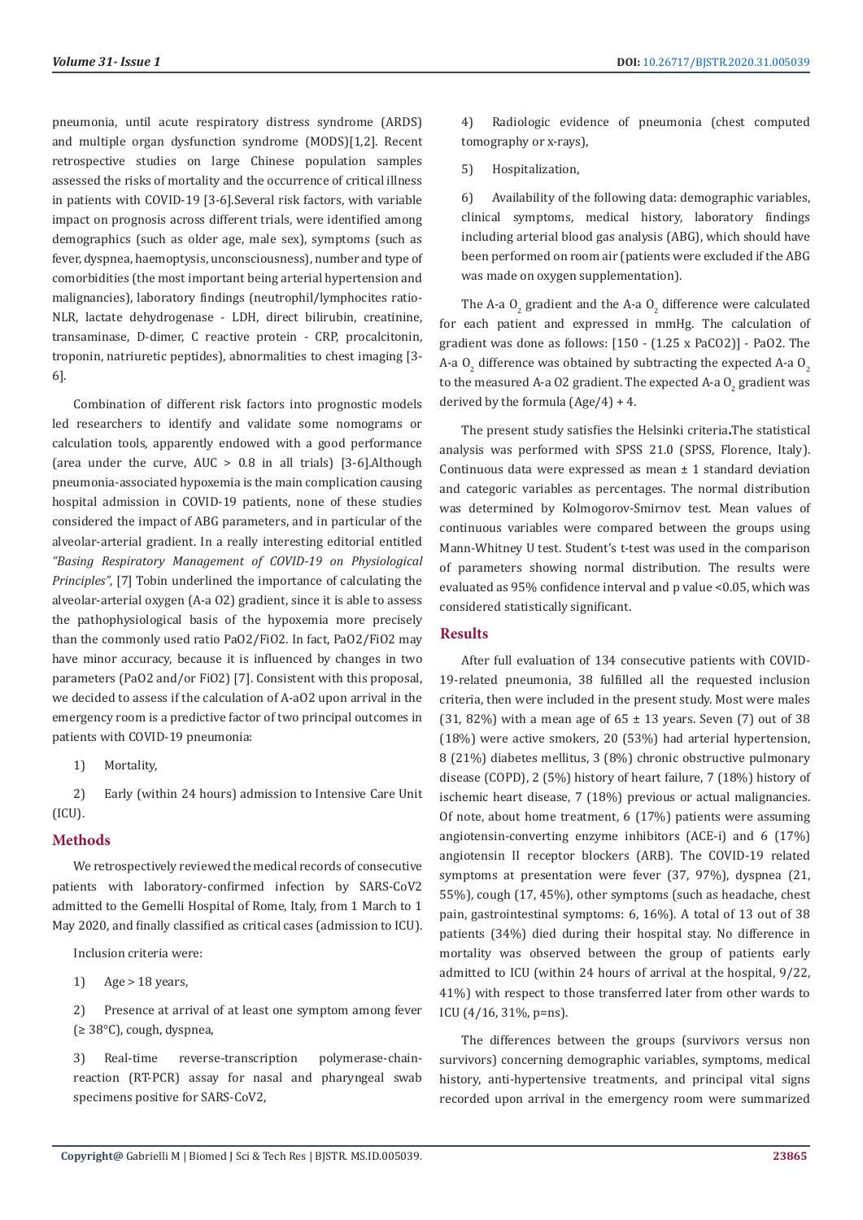pneumonia, until acute respiratory distress syndrome (ARDS) and multiple organ dysfunction syndrome (MODS)[1,2]. Recent retrospective studies on large Chinese population samples assessed the risks of mortality and the occurrence of critical illness in patients with COVID-19 [3-6].Several risk factors, with variable impact on prognosis across different trials, were identified among demographics (such as older age, male sex), symptoms (such as fever, dyspnea, haemoptysis, unconsciousness), number and type of comorbidities (the most important being arterial hypertension and malignancies), laboratory findings (neutrophil/lymphocites ratio-NLR, lactate dehydrogenase - LDH, direct bilirubin, creatinine, transaminase, D-dimer, C reactive protein - CRP, procalcitonin, troponin, natriuretic peptides), abnormalities to chest imaging [3-6].

Combination of different risk factors into prognostic models led researchers to identify and validate some nomograms or calculation tools, apparently endowed with a good performance (area under the curve, AUC > 0.8 in all trials) [3-6].Although pneumonia-associated hypoxemia is the main complication causing hospital admission in COVID-19 patients, none of these studies considered the impact of ABG parameters, and in particular of the alveolar-arterial gradient. In a really interesting editorial entitled *"Basing Respiratory Management of COVID-19 on Physiological Principles"*, [7] Tobin underlined the importance of calculating the alveolar-arterial oxygen (A-a O2) gradient, since it is able to assess the pathophysiological basis of the hypoxemia more precisely than the commonly used ratio PaO2/FiO2. In fact, PaO2/FiO2 may have minor accuracy, because it is influenced by changes in two parameters (PaO2 and/or FiO2) [7]. Consistent with this proposal, we decided to assess if the calculation of A-aO2 upon arrival in the emergency room is a predictive factor of two principal outcomes in patients with COVID-19 pneumonia:

1) Mortality,

2) Early (within 24 hours) admission to Intensive Care Unit (ICU).

## Methods

We retrospectively reviewed the medical records of consecutive patients with laboratory-confirmed infection by SARS-CoV2 admitted to the Gemelli Hospital of Rome, Italy, from 1 March to 1 May 2020, and finally classified as critical cases (admission to ICU).

Inclusion criteria were:

1) Age > 18 years,

2) Presence at arrival of at least one symptom among fever (≥ 38°C), cough, dyspnea,

3) Real-time reverse-transcription polymerase-chain-reaction (RT-PCR) assay for nasal and pharyngeal swab specimens positive for SARS-CoV2,

4) Radiologic evidence of pneumonia (chest computed tomography or x-rays),

5) Hospitalization,

6) Availability of the following data: demographic variables, clinical symptoms, medical history, laboratory findings including arterial blood gas analysis (ABG), which should have been performed on room air (patients were excluded if the ABG was made on oxygen supplementation).

The A-a $O_2$ gradient and the A-a $O_2$ difference were calculated for each patient and expressed in mmHg. The calculation of gradient was done as follows: [150 - (1.25 x PaCO2)] - PaO2. The A-a $O_2$ difference was obtained by subtracting the expected A-a $O_2$ to the measured A-a O2 gradient. The expected A-a $O_2$ gradient was derived by the formula (Age/4) + 4.

The present study satisfies the Helsinki criteria**.**The statistical analysis was performed with SPSS 21.0 (SPSS, Florence, Italy). Continuous data were expressed as mean ± 1 standard deviation and categoric variables as percentages. The normal distribution was determined by Kolmogorov-Smirnov test. Mean values of continuous variables were compared between the groups using Mann-Whitney U test. Student's t-test was used in the comparison of parameters showing normal distribution. The results were evaluated as 95% confidence interval and p value <0.05, which was considered statistically significant.

## Results

After full evaluation of 134 consecutive patients with COVID-19-related pneumonia, 38 fulfilled all the requested inclusion criteria, then were included in the present study. Most were males (31, 82%) with a mean age of 65 ± 13 years. Seven (7) out of 38 (18%) were active smokers, 20 (53%) had arterial hypertension, 8 (21%) diabetes mellitus, 3 (8%) chronic obstructive pulmonary disease (COPD), 2 (5%) history of heart failure, 7 (18%) history of ischemic heart disease, 7 (18%) previous or actual malignancies. Of note, about home treatment, 6 (17%) patients were assuming angiotensin-converting enzyme inhibitors (ACE-i) and 6 (17%) angiotensin II receptor blockers (ARB). The COVID-19 related symptoms at presentation were fever (37, 97%), dyspnea (21, 55%), cough (17, 45%), other symptoms (such as headache, chest pain, gastrointestinal symptoms: 6, 16%). A total of 13 out of 38 patients (34%) died during their hospital stay. No difference in mortality was observed between the group of patients early admitted to ICU (within 24 hours of arrival at the hospital, 9/22, 41%) with respect to those transferred later from other wards to ICU (4/16, 31%, p=ns).

The differences between the groups (survivors versus non survivors) concerning demographic variables, symptoms, medical history, anti-hypertensive treatments, and principal vital signs recorded upon arrival in the emergency room were summarized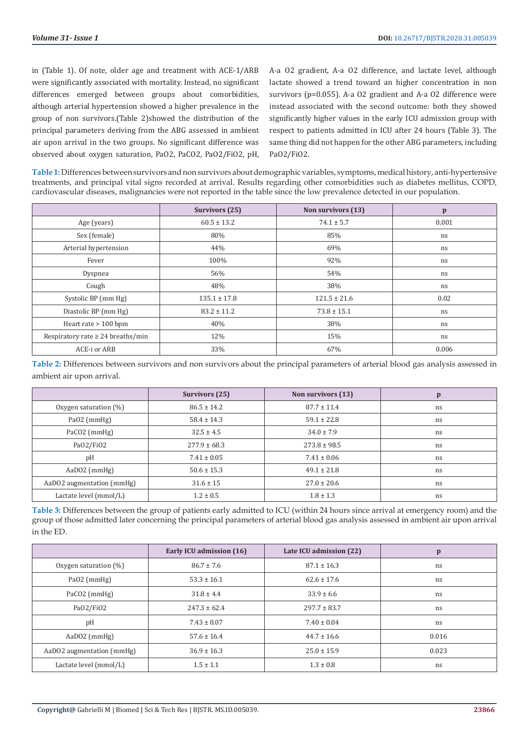in (Table 1). Of note, older age and treatment with ACE-1/ARB were significantly associated with mortality. Instead, no significant differences emerged between groups about comorbidities, although arterial hypertension showed a higher prevalence in the group of non survivors.(Table 2)showed the distribution of the principal parameters deriving from the ABG assessed in ambient air upon arrival in the two groups. No significant difference was observed about oxygen saturation, PaO2, PaCO2, PaO2/FiO2, pH, A-a O2 gradient, A-a O2 difference, and lactate level, although lactate showed a trend toward an higher concentration in non survivors (p=0.055). A-a O2 gradient and A-a O2 difference were instead associated with the second outcome: both they showed significantly higher values in the early ICU admission group with respect to patients admitted in ICU after 24 hours (Table 3). The same thing did not happen for the other ABG parameters, including PaO2/FiO2.

**Table 1:** Differences between survivors and non survivors about demographic variables, symptoms, medical history, anti-hypertensive treatments, and principal vital signs recorded at arrival. Results regarding other comorbidities such as diabetes mellitus, COPD, cardiovascular diseases, malignancies were not reported in the table since the low prevalence detected in our population.

| | Survivors (25) | Non survivors (13) | p |
|---|---|---|---|
| Age (years) | 60.5 ± 13.2 | 74.1 ± 5.7 | 0.001 |
| Sex (female) | 80% | 85% | ns |
| Arterial hypertension | 44% | 69% | ns |
| Fever | 100% | 92% | ns |
| Dyspnea | 56% | 54% | ns |
| Cough | 48% | 38% | ns |
| Systolic BP (mm Hg) | 135.1 ± 17.8 | 121.5 ± 21.6 | 0.02 |
| Diastolic BP (mm Hg) | 83.2 ± 11.2 | 73.8 ± 15.1 | ns |
| Heart rate > 100 bpm | 40% | 38% | ns |
| Respiratory rate ≥ 24 breaths/min | 12% | 15% | ns |
| ACE-i or ARB | 33% | 67% | 0.006 |

**Table 2:** Differences between survivors and non survivors about the principal parameters of arterial blood gas analysis assessed in ambient air upon arrival.

| | Survivors (25) | Non survivors (13) | p |
|---|---|---|---|
| Oxygen saturation (%) | 86.5 ± 14.2 | 87.7 ± 11.4 | ns |
| PaO2 (mmHg) | 58.4 ± 14.3 | 59.1 ± 22.8 | ns |
| PaCO2 (mmHg) | 32.5 ± 4.5 | 34.0 ± 7.9 | ns |
| PaO2/FiO2 | 277.9 ± 68.3 | 273.8 ± 98.5 | ns |
| pH | 7.41 ± 0.05 | 7.41 ± 0.06 | ns |
| AaDO2 (mmHg) | 50.6 ± 15.3 | 49.1 ± 21.8 | ns |
| AaDO2 augmentation (mmHg) | 31.6 ± 15 | 27.0 ± 20.6 | ns |
| Lactate level (mmol/L) | 1.2 ± 0.5 | 1.8 ± 1.3 | ns |

**Table 3:** Differences between the group of patients early admitted to ICU (within 24 hours since arrival at emergency room) and the group of those admitted later concerning the principal parameters of arterial blood gas analysis assessed in ambient air upon arrival in the ED.

| | Early ICU admission (16) | Late ICU admission (22) | p |
|---|---|---|---|
| Oxygen saturation (%) | 86.7 ± 7.6 | 87.1 ± 16.3 | ns |
| PaO2 (mmHg) | 53.3 ± 16.1 | 62.6 ± 17.6 | ns |
| PaCO2 (mmHg) | 31.8 ± 4.4 | 33.9 ± 6.6 | ns |
| PaO2/FiO2 | 247.3 ± 62.4 | 297.7 ± 83.7 | ns |
| pH | 7.43 ± 0.07 | 7.40 ± 0.04 | ns |
| AaDO2 (mmHg) | 57.6 ± 16.4 | 44.7 ± 16.6 | 0.016 |
| AaDO2 augmentation (mmHg) | 36.9 ± 16.3 | 25.0 ± 15.9 | 0.023 |
| Lactate level (mmol/L) | 1.5 ± 1.1 | 1.3 ± 0.8 | ns |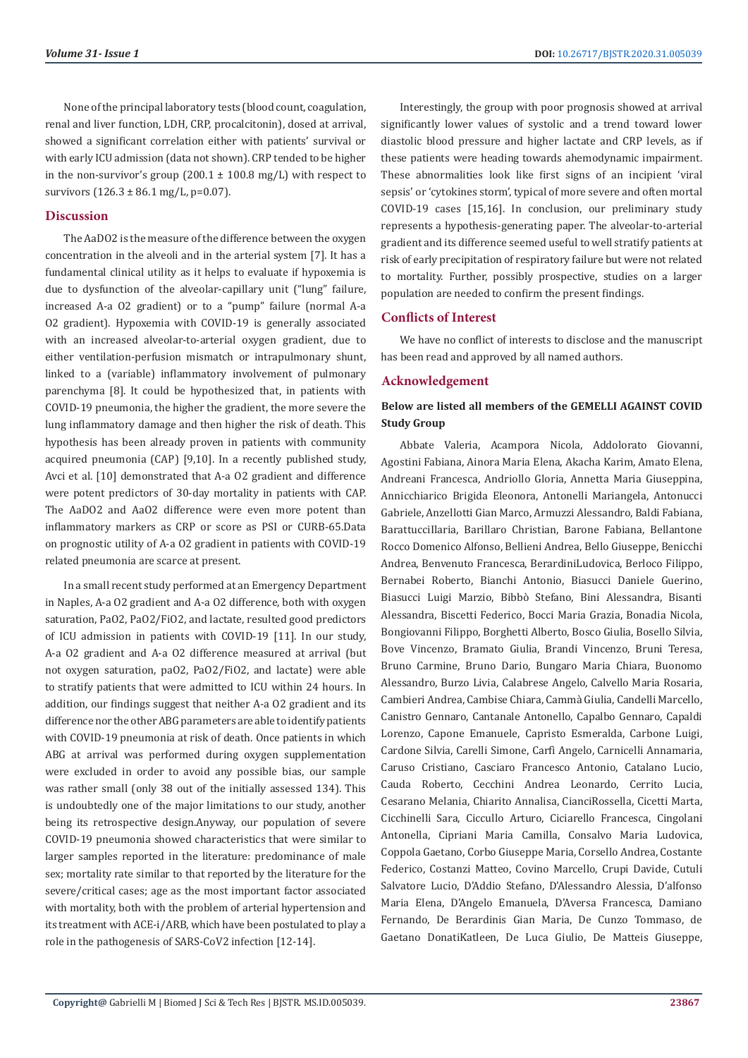None of the principal laboratory tests (blood count, coagulation, renal and liver function, LDH, CRP, procalcitonin), dosed at arrival, showed a significant correlation either with patients' survival or with early ICU admission (data not shown). CRP tended to be higher in the non-survivor's group (200.1 ± 100.8 mg/L) with respect to survivors (126.3 ± 86.1 mg/L, p=0.07).

## Discussion

The AaDO2 is the measure of the difference between the oxygen concentration in the alveoli and in the arterial system [7]. It has a fundamental clinical utility as it helps to evaluate if hypoxemia is due to dysfunction of the alveolar-capillary unit ("lung" failure, increased A-a O2 gradient) or to a "pump" failure (normal A-a O2 gradient). Hypoxemia with COVID-19 is generally associated with an increased alveolar-to-arterial oxygen gradient, due to either ventilation-perfusion mismatch or intrapulmonary shunt, linked to a (variable) inflammatory involvement of pulmonary parenchyma [8]. It could be hypothesized that, in patients with COVID-19 pneumonia, the higher the gradient, the more severe the lung inflammatory damage and then higher the risk of death. This hypothesis has been already proven in patients with community acquired pneumonia (CAP) [9,10]. In a recently published study, Avci et al. [10] demonstrated that A-a O2 gradient and difference were potent predictors of 30-day mortality in patients with CAP. The AaDO2 and AaO2 difference were even more potent than inflammatory markers as CRP or score as PSI or CURB-65.Data on prognostic utility of A-a O2 gradient in patients with COVID-19 related pneumonia are scarce at present.

In a small recent study performed at an Emergency Department in Naples, A-a O2 gradient and A-a O2 difference, both with oxygen saturation, PaO2, PaO2/FiO2, and lactate, resulted good predictors of ICU admission in patients with COVID-19 [11]. In our study, A-a O2 gradient and A-a O2 difference measured at arrival (but not oxygen saturation, paO2, PaO2/FiO2, and lactate) were able to stratify patients that were admitted to ICU within 24 hours. In addition, our findings suggest that neither A-a O2 gradient and its difference nor the other ABG parameters are able to identify patients with COVID-19 pneumonia at risk of death. Once patients in which ABG at arrival was performed during oxygen supplementation were excluded in order to avoid any possible bias, our sample was rather small (only 38 out of the initially assessed 134). This is undoubtedly one of the major limitations to our study, another being its retrospective design.Anyway, our population of severe COVID-19 pneumonia showed characteristics that were similar to larger samples reported in the literature: predominance of male sex; mortality rate similar to that reported by the literature for the severe/critical cases; age as the most important factor associated with mortality, both with the problem of arterial hypertension and its treatment with ACE-i/ARB, which have been postulated to play a role in the pathogenesis of SARS-CoV2 infection [12-14].

Interestingly, the group with poor prognosis showed at arrival significantly lower values of systolic and a trend toward lower diastolic blood pressure and higher lactate and CRP levels, as if these patients were heading towards ahemodynamic impairment. These abnormalities look like first signs of an incipient 'viral sepsis' or 'cytokines storm', typical of more severe and often mortal COVID-19 cases [15,16]. In conclusion, our preliminary study represents a hypothesis-generating paper. The alveolar-to-arterial gradient and its difference seemed useful to well stratify patients at risk of early precipitation of respiratory failure but were not related to mortality. Further, possibly prospective, studies on a larger population are needed to confirm the present findings.

## Conflicts of Interest

We have no conflict of interests to disclose and the manuscript has been read and approved by all named authors.

## Acknowledgement

**Below are listed all members of the GEMELLI AGAINST COVID Study Group**

Abbate Valeria, Acampora Nicola, Addolorato Giovanni, Agostini Fabiana, Ainora Maria Elena, Akacha Karim, Amato Elena, Andreani Francesca, Andriollo Gloria, Annetta Maria Giuseppina, Annicchiarico Brigida Eleonora, Antonelli Mariangela, Antonucci Gabriele, Anzellotti Gian Marco, Armuzzi Alessandro, Baldi Fabiana, Barattuccillaria, Barillaro Christian, Barone Fabiana, Bellantone Rocco Domenico Alfonso, Bellieni Andrea, Bello Giuseppe, Benicchi Andrea, Benvenuto Francesca, BerardiniLudovica, Berloco Filippo, Bernabei Roberto, Bianchi Antonio, Biasucci Daniele Guerino, Biasucci Luigi Marzio, Bibbò Stefano, Bini Alessandra, Bisanti Alessandra, Biscetti Federico, Bocci Maria Grazia, Bonadia Nicola, Bongiovanni Filippo, Borghetti Alberto, Bosco Giulia, Bosello Silvia, Bove Vincenzo, Bramato Giulia, Brandi Vincenzo, Bruni Teresa, Bruno Carmine, Bruno Dario, Bungaro Maria Chiara, Buonomo Alessandro, Burzo Livia, Calabrese Angelo, Calvello Maria Rosaria, Cambieri Andrea, Cambise Chiara, Cammà Giulia, Candelli Marcello, Canistro Gennaro, Cantanale Antonello, Capalbo Gennaro, Capaldi Lorenzo, Capone Emanuele, Capristo Esmeralda, Carbone Luigi, Cardone Silvia, Carelli Simone, Carfì Angelo, Carnicelli Annamaria, Caruso Cristiano, Casciaro Francesco Antonio, Catalano Lucio, Cauda Roberto, Cecchini Andrea Leonardo, Cerrito Lucia, Cesarano Melania, Chiarito Annalisa, CianciRossella, Cicetti Marta, Cicchinelli Sara, Ciccullo Arturo, Ciciarello Francesca, Cingolani Antonella, Cipriani Maria Camilla, Consalvo Maria Ludovica, Coppola Gaetano, Corbo Giuseppe Maria, Corsello Andrea, Costante Federico, Costanzi Matteo, Covino Marcello, Crupi Davide, Cutuli Salvatore Lucio, D'Addio Stefano, D'Alessandro Alessia, D'alfonso Maria Elena, D'Angelo Emanuela, D'Aversa Francesca, Damiano Fernando, De Berardinis Gian Maria, De Cunzo Tommaso, de Gaetano DonatiKatleen, De Luca Giulio, De Matteis Giuseppe,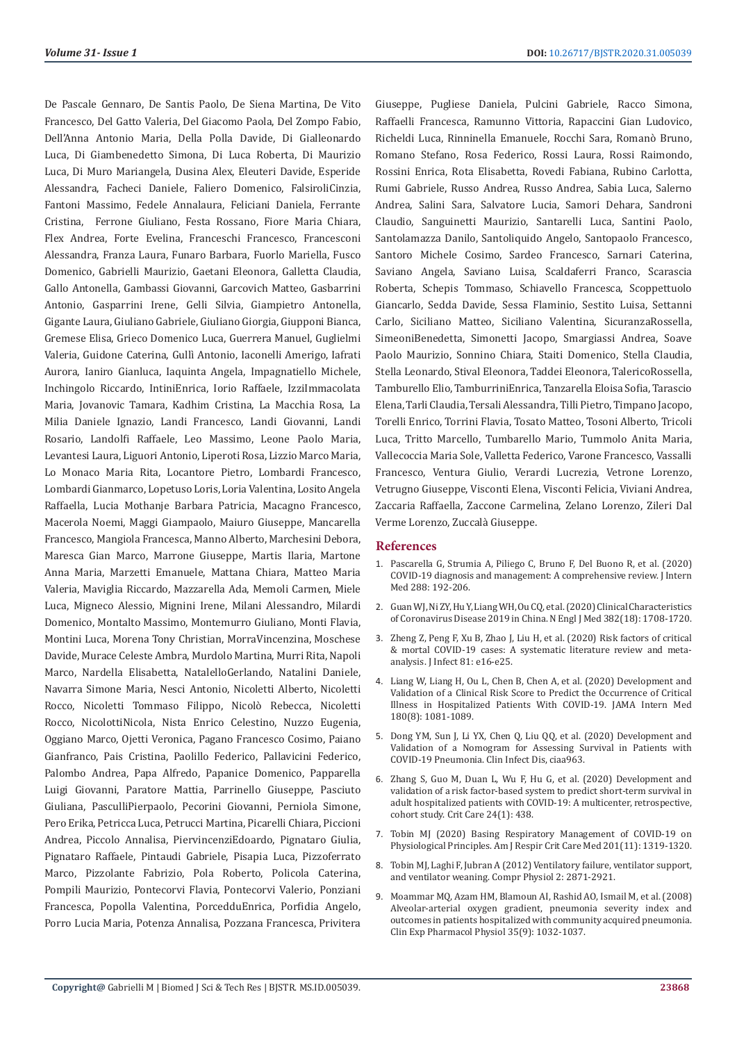De Pascale Gennaro, De Santis Paolo, De Siena Martina, De Vito Francesco, Del Gatto Valeria, Del Giacomo Paola, Del Zompo Fabio, Dell'Anna Antonio Maria, Della Polla Davide, Di Gialleonardo Luca, Di Giambenedetto Simona, Di Luca Roberta, Di Maurizio Luca, Di Muro Mariangela, Dusina Alex, Eleuteri Davide, Esperide Alessandra, Facheci Daniele, Faliero Domenico, FalsiroliCinzia, Fantoni Massimo, Fedele Annalaura, Feliciani Daniela, Ferrante Cristina, Ferrone Giuliano, Festa Rossano, Fiore Maria Chiara, Flex Andrea, Forte Evelina, Franceschi Francesco, Francesconi Alessandra, Franza Laura, Funaro Barbara, Fuorlo Mariella, Fusco Domenico, Gabrielli Maurizio, Gaetani Eleonora, Galletta Claudia, Gallo Antonella, Gambassi Giovanni, Garcovich Matteo, Gasbarrini Antonio, Gasparrini Irene, Gelli Silvia, Giampietro Antonella, Gigante Laura, Giuliano Gabriele, Giuliano Giorgia, Giupponi Bianca, Gremese Elisa, Grieco Domenico Luca, Guerrera Manuel, Guglielmi Valeria, Guidone Caterina, Gullì Antonio, Iaconelli Amerigo, Iafrati Aurora, Ianiro Gianluca, Iaquinta Angela, Impagnatiello Michele, Inchingolo Riccardo, IntiniEnrica, Iorio Raffaele, IzziImmacolata Maria, Jovanovic Tamara, Kadhim Cristina, La Macchia Rosa, La Milia Daniele Ignazio, Landi Francesco, Landi Giovanni, Landi Rosario, Landolfi Raffaele, Leo Massimo, Leone Paolo Maria, Levantesi Laura, Liguori Antonio, Liperoti Rosa, Lizzio Marco Maria, Lo Monaco Maria Rita, Locantore Pietro, Lombardi Francesco, Lombardi Gianmarco, Lopetuso Loris, Loria Valentina, Losito Angela Raffaella, Lucia Mothanje Barbara Patricia, Macagno Francesco, Macerola Noemi, Maggi Giampaolo, Maiuro Giuseppe, Mancarella Francesco, Mangiola Francesca, Manno Alberto, Marchesini Debora, Maresca Gian Marco, Marrone Giuseppe, Martis Ilaria, Martone Anna Maria, Marzetti Emanuele, Mattana Chiara, Matteo Maria Valeria, Maviglia Riccardo, Mazzarella Ada, Memoli Carmen, Miele Luca, Migneco Alessio, Mignini Irene, Milani Alessandro, Milardi Domenico, Montalto Massimo, Montemurro Giuliano, Monti Flavia, Montini Luca, Morena Tony Christian, MorraVincenzina, Moschese Davide, Murace Celeste Ambra, Murdolo Martina, Murri Rita, Napoli Marco, Nardella Elisabetta, NatalelloGerlando, Natalini Daniele, Navarra Simone Maria, Nesci Antonio, Nicoletti Alberto, Nicoletti Rocco, Nicoletti Tommaso Filippo, Nicolò Rebecca, Nicoletti Rocco, NicolottiNicola, Nista Enrico Celestino, Nuzzo Eugenia, Oggiano Marco, Ojetti Veronica, Pagano Francesco Cosimo, Paiano Gianfranco, Pais Cristina, Paolillo Federico, Pallavicini Federico, Palombo Andrea, Papa Alfredo, Papanice Domenico, Papparella Luigi Giovanni, Paratore Mattia, Parrinello Giuseppe, Pasciuto Giuliana, PasculliPierpaolo, Pecorini Giovanni, Perniola Simone, Pero Erika, Petricca Luca, Petrucci Martina, Picarelli Chiara, Piccioni Andrea, Piccolo Annalisa, PiervincenziEdoardo, Pignataro Giulia, Pignataro Raffaele, Pintaudi Gabriele, Pisapia Luca, Pizzoferrato Marco, Pizzolante Fabrizio, Pola Roberto, Policola Caterina, Pompili Maurizio, Pontecorvi Flavia, Pontecorvi Valerio, Ponziani Francesca, Popolla Valentina, PorceddUEnrica, Porfidia Angelo, Porro Lucia Maria, Potenza Annalisa, Pozzana Francesca, Privitera Giuseppe, Pugliese Daniela, Pulcini Gabriele, Racco Simona, Raffaelli Francesca, Ramunno Vittoria, Rapaccini Gian Ludovico, Richeldi Luca, Rinninella Emanuele, Rocchi Sara, Romanò Bruno, Romano Stefano, Rosa Federico, Rossi Laura, Rossi Raimondo, Rossini Enrica, Rota Elisabetta, Rovedi Fabiana, Rubino Carlotta, Rumi Gabriele, Russo Andrea, Russo Andrea, Sabia Luca, Salerno Andrea, Salini Sara, Salvatore Lucia, Samori Dehara, Sandroni Claudio, Sanguinetti Maurizio, Santarelli Luca, Santini Paolo, Santolamazza Danilo, Santoliquido Angelo, Santopaolo Francesco, Santoro Michele Cosimo, Sardeo Francesco, Sarnari Caterina, Saviano Angela, Saviano Luisa, Scaldaferri Franco, Scarascia Roberta, Schepis Tommaso, Schiavello Francesca, Scoppettuolo Giancarlo, Sedda Davide, Sessa Flaminio, Sestito Luisa, Settanni Carlo, Siciliano Matteo, Siciliano Valentina, SicuranzaRossella, SimeoniBenedetta, Simonetti Jacopo, Smargiassi Andrea, Soave Paolo Maurizio, Sonnino Chiara, Staiti Domenico, Stella Claudia, Stella Leonardo, Stival Eleonora, Taddei Eleonora, TalericoRossella, Tamburello Elio, TamburriniEnrica, Tanzarella Eloisa Sofia, Tarascio Elena, Tarli Claudia, Tersali Alessandra, Tilli Pietro, Timpano Jacopo, Torelli Enrico, Torrini Flavia, Tosato Matteo, Tosoni Alberto, Tricoli Luca, Tritto Marcello, Tumbarello Mario, Tummolo Anita Maria, Vallecoccia Maria Sole, Valletta Federico, Varone Francesco, Vassalli Francesco, Ventura Giulio, Verardi Lucrezia, Vetrone Lorenzo, Vetrugno Giuseppe, Visconti Elena, Visconti Felicia, Viviani Andrea, Zaccaria Raffaella, Zaccone Carmelina, Zelano Lorenzo, Zileri Dal Verme Lorenzo, Zuccalà Giuseppe.

## References

1. Pascarella G, Strumia A, Piliego C, Bruno F, Del Buono R, et al. (2020) COVID-19 diagnosis and management: A comprehensive review. J Intern Med 288: 192-206.
2. Guan WJ, Ni ZY, Hu Y, Liang WH, Ou CQ, et al. (2020) Clinical Characteristics of Coronavirus Disease 2019 in China. N Engl J Med 382(18): 1708-1720.
3. Zheng Z, Peng F, Xu B, Zhao J, Liu H, et al. (2020) Risk factors of critical & mortal COVID-19 cases: A systematic literature review and meta-analysis. J Infect 81: e16-e25.
4. Liang W, Liang H, Ou L, Chen B, Chen A, et al. (2020) Development and Validation of a Clinical Risk Score to Predict the Occurrence of Critical Illness in Hospitalized Patients With COVID-19. JAMA Intern Med 180(8): 1081-1089.
5. Dong YM, Sun J, Li YX, Chen Q, Liu QQ, et al. (2020) Development and Validation of a Nomogram for Assessing Survival in Patients with COVID-19 Pneumonia. Clin Infect Dis, ciaa963.
6. Zhang S, Guo M, Duan L, Wu F, Hu G, et al. (2020) Development and validation of a risk factor-based system to predict short-term survival in adult hospitalized patients with COVID-19: A multicenter, retrospective, cohort study. Crit Care 24(1): 438.
7. Tobin MJ (2020) Basing Respiratory Management of COVID-19 on Physiological Principles. Am J Respir Crit Care Med 201(11): 1319-1320.
8. Tobin MJ, Laghi F, Jubran A (2012) Ventilatory failure, ventilator support, and ventilator weaning. Compr Physiol 2: 2871-2921.
9. Moammar MQ, Azam HM, Blamoun AI, Rashid AO, Ismail M, et al. (2008) Alveolar-arterial oxygen gradient, pneumonia severity index and outcomes in patients hospitalized with community acquired pneumonia. Clin Exp Pharmacol Physiol 35(9): 1032-1037.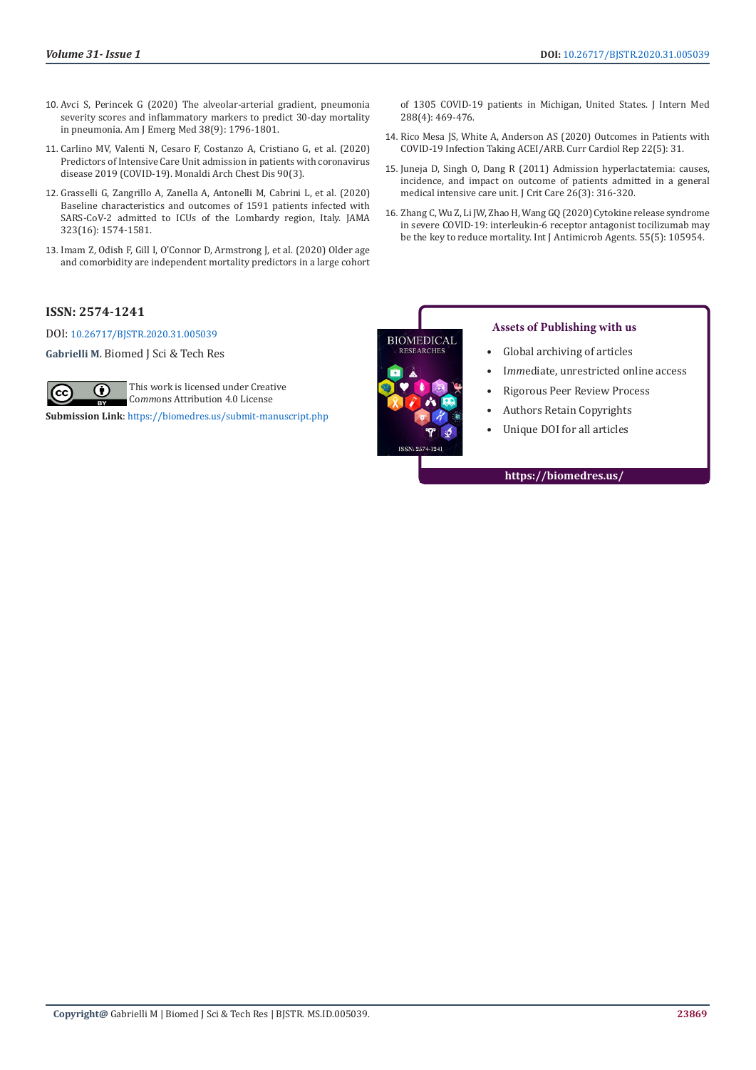10. Avci S, Perincek G (2020) The alveolar-arterial gradient, pneumonia severity scores and inflammatory markers to predict 30-day mortality in pneumonia. Am J Emerg Med 38(9): 1796-1801.

11. Carlino MV, Valenti N, Cesaro F, Costanzo A, Cristiano G, et al. (2020) Predictors of Intensive Care Unit admission in patients with coronavirus disease 2019 (COVID-19). Monaldi Arch Chest Dis 90(3).

12. Grasselli G, Zangrillo A, Zanella A, Antonelli M, Cabrini L, et al. (2020) Baseline characteristics and outcomes of 1591 patients infected with SARS-CoV-2 admitted to ICUs of the Lombardy region, Italy. JAMA 323(16): 1574-1581.

13. Imam Z, Odish F, Gill I, O'Connor D, Armstrong J, et al. (2020) Older age and comorbidity are independent mortality predictors in a large cohort of 1305 COVID-19 patients in Michigan, United States. J Intern Med 288(4): 469-476.

14. Rico Mesa JS, White A, Anderson AS (2020) Outcomes in Patients with COVID-19 Infection Taking ACEI/ARB. Curr Cardiol Rep 22(5): 31.

15. Juneja D, Singh O, Dang R (2011) Admission hyperlactatemia: causes, incidence, and impact on outcome of patients admitted in a general medical intensive care unit. J Crit Care 26(3): 316-320.

16. Zhang C, Wu Z, Li JW, Zhao H, Wang GQ (2020) Cytokine release syndrome in severe COVID-19: interleukin-6 receptor antagonist tocilizumab may be the key to reduce mortality. Int J Antimicrob Agents. 55(5): 105954.

**ISSN: 2574-1241**

DOI: 10.26717/BJSTR.2020.31.005039

**Gabrielli M.** Biomed J Sci & Tech Res

This work is licensed under Creative Commons Attribution 4.0 License

**Submission Link**: https://biomedres.us/submit-manuscript.php

**Assets of Publishing with us**

- Global archiving of articles
- Immediate, unrestricted online access
- Rigorous Peer Review Process
- Authors Retain Copyrights
- Unique DOI for all articles

**https://biomedres.us/**